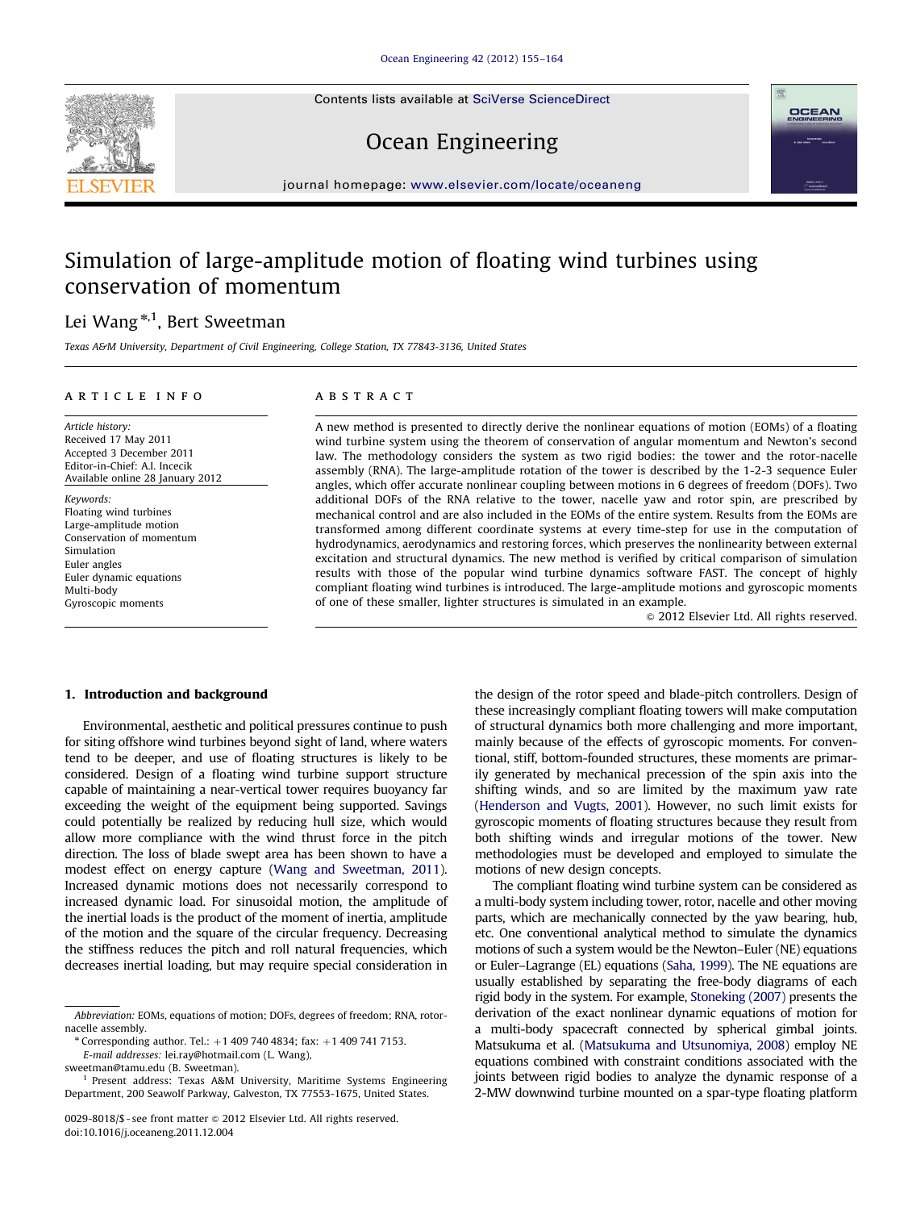# Simulation of large-amplitude motion of floating wind turbines using conservation of momentum

Lei Wang[*,1], Bert Sweetman

*Texas A&M University, Department of Civil Engineering, College Station, TX 77843-3136, United States*

**ARTICLE INFO**

*Article history:*
Received 17 May 2011
Accepted 3 December 2011
Editor-in-Chief: A.I. Incecik
Available online 28 January 2012

*Keywords:*
Floating wind turbines
Large-amplitude motion
Conservation of momentum
Simulation
Euler angles
Euler dynamic equations
Multi-body
Gyroscopic moments

**ABSTRACT**

A new method is presented to directly derive the nonlinear equations of motion (EOMs) of a floating wind turbine system using the theorem of conservation of angular momentum and Newton's second law. The methodology considers the system as two rigid bodies: the tower and the rotor-nacelle assembly (RNA). The large-amplitude rotation of the tower is described by the 1-2-3 sequence Euler angles, which offer accurate nonlinear coupling between motions in 6 degrees of freedom (DOFs). Two additional DOFs of the RNA relative to the tower, nacelle yaw and rotor spin, are prescribed by mechanical control and are also included in the EOMs of the entire system. Results from the EOMs are transformed among different coordinate systems at every time-step for use in the computation of hydrodynamics, aerodynamics and restoring forces, which preserves the nonlinearity between external excitation and structural dynamics. The new method is verified by critical comparison of simulation results with those of the popular wind turbine dynamics software FAST. The concept of highly compliant floating wind turbines is introduced. The large-amplitude motions and gyroscopic moments of one of these smaller, lighter structures is simulated in an example.

© 2012 Elsevier Ltd. All rights reserved.

## 1. Introduction and background

Environmental, aesthetic and political pressures continue to push for siting offshore wind turbines beyond sight of land, where waters tend to be deeper, and use of floating structures is likely to be considered. Design of a floating wind turbine support structure capable of maintaining a near-vertical tower requires buoyancy far exceeding the weight of the equipment being supported. Savings could potentially be realized by reducing hull size, which would allow more compliance with the wind thrust force in the pitch direction. The loss of blade swept area has been shown to have a modest effect on energy capture (Wang and Sweetman, 2011). Increased dynamic motions does not necessarily correspond to increased dynamic load. For sinusoidal motion, the amplitude of the inertial loads is the product of the moment of inertia, amplitude of the motion and the square of the circular frequency. Decreasing the stiffness reduces the pitch and roll natural frequencies, which decreases inertial loading, but may require special consideration in the design of the rotor speed and blade-pitch controllers. Design of these increasingly compliant floating towers will make computation of structural dynamics both more challenging and more important, mainly because of the effects of gyroscopic moments. For conventional, stiff, bottom-founded structures, these moments are primarily generated by mechanical precession of the spin axis into the shifting winds, and so are limited by the maximum yaw rate (Henderson and Vugts, 2001). However, no such limit exists for gyroscopic moments of floating structures because they result from both shifting winds and irregular motions of the tower. New methodologies must be developed and employed to simulate the motions of new design concepts.

The compliant floating wind turbine system can be considered as a multi-body system including tower, rotor, nacelle and other moving parts, which are mechanically connected by the yaw bearing, hub, etc. One conventional analytical method to simulate the dynamics motions of such a system would be the Newton–Euler (NE) equations or Euler–Lagrange (EL) equations (Saha, 1999). The NE equations are usually established by separating the free-body diagrams of each rigid body in the system. For example, Stoneking (2007) presents the derivation of the exact nonlinear dynamic equations of motion for a multi-body spacecraft connected by spherical gimbal joints. Matsukuma et al. (Matsukuma and Utsunomiya, 2008) employ NE equations combined with constraint conditions associated with the joints between rigid bodies to analyze the dynamic response of a 2-MW downwind turbine mounted on a spar-type floating platform

---

*Abbreviation:* EOMs, equations of motion; DOFs, degrees of freedom; RNA, rotor-nacelle assembly.

[*] Corresponding author. Tel.: +1 409 740 4834; fax: +1 409 741 7153.
*E-mail addresses:* lei.ray@hotmail.com (L. Wang), sweetman@tamu.edu (B. Sweetman).

[1] Present address: Texas A&M University, Maritime Systems Engineering Department, 200 Seawolf Parkway, Galveston, TX 77553-1675, United States.

0029-8018/$ - see front matter © 2012 Elsevier Ltd. All rights reserved.
doi:10.1016/j.oceaneng.2011.12.004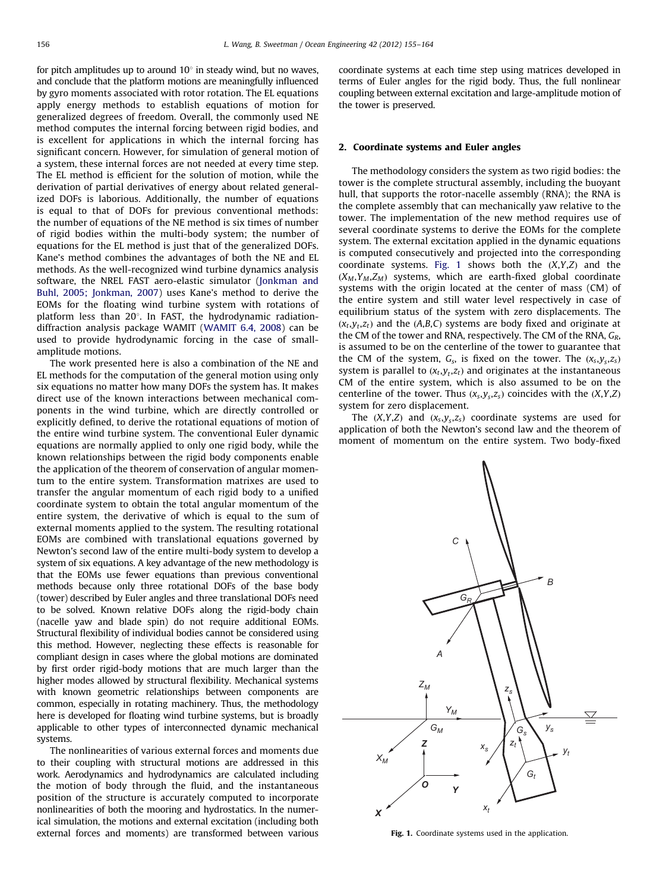for pitch amplitudes up to around 10° in steady wind, but no waves, and conclude that the platform motions are meaningfully influenced by gyro moments associated with rotor rotation. The EL equations apply energy methods to establish equations of motion for generalized degrees of freedom. Overall, the commonly used NE method computes the internal forcing between rigid bodies, and is excellent for applications in which the internal forcing has significant concern. However, for simulation of general motion of a system, these internal forces are not needed at every time step. The EL method is efficient for the solution of motion, while the derivation of partial derivatives of energy about related generalized DOFs is laborious. Additionally, the number of equations is equal to that of DOFs for previous conventional methods: the number of equations of the NE method is six times of number of rigid bodies within the multi-body system; the number of equations for the EL method is just that of the generalized DOFs. Kane's method combines the advantages of both the NE and EL methods. As the well-recognized wind turbine dynamics analysis software, the NREL FAST aero-elastic simulator (Jonkman and Buhl, 2005; Jonkman, 2007) uses Kane's method to derive the EOMs for the floating wind turbine system with rotations of platform less than 20°. In FAST, the hydrodynamic radiation-diffraction analysis package WAMIT (WAMIT 6.4, 2008) can be used to provide hydrodynamic forcing in the case of small-amplitude motions.

The work presented here is also a combination of the NE and EL methods for the computation of the general motion using only six equations no matter how many DOFs the system has. It makes direct use of the known interactions between mechanical components in the wind turbine, which are directly controlled or explicitly defined, to derive the rotational equations of motion of the entire wind turbine system. The conventional Euler dynamic equations are normally applied to only one rigid body, while the known relationships between the rigid body components enable the application of the theorem of conservation of angular momentum to the entire system. Transformation matrixes are used to transfer the angular momentum of each rigid body to a unified coordinate system to obtain the total angular momentum of the entire system, the derivative of which is equal to the sum of external moments applied to the system. The resulting rotational EOMs are combined with translational equations governed by Newton's second law of the entire multi-body system to develop a system of six equations. A key advantage of the new methodology is that the EOMs use fewer equations than previous conventional methods because only three rotational DOFs of the base body (tower) described by Euler angles and three translational DOFs need to be solved. Known relative DOFs along the rigid-body chain (nacelle yaw and blade spin) do not require additional EOMs. Structural flexibility of individual bodies cannot be considered using this method. However, neglecting these effects is reasonable for compliant design in cases where the global motions are dominated by first order rigid-body motions that are much larger than the higher modes allowed by structural flexibility. Mechanical systems with known geometric relationships between components are common, especially in rotating machinery. Thus, the methodology here is developed for floating wind turbine systems, but is broadly applicable to other types of interconnected dynamic mechanical systems.

The nonlinearities of various external forces and moments due to their coupling with structural motions are addressed in this work. Aerodynamics and hydrodynamics are calculated including the motion of body through the fluid, and the instantaneous position of the structure is accurately computed to incorporate nonlinearities of both the mooring and hydrostatics. In the numerical simulation, the motions and external excitation (including both external forces and moments) are transformed between various coordinate systems at each time step using matrices developed in terms of Euler angles for the rigid body. Thus, the full nonlinear coupling between external excitation and large-amplitude motion of the tower is preserved.

## 2. Coordinate systems and Euler angles

The methodology considers the system as two rigid bodies: the tower is the complete structural assembly, including the buoyant hull, that supports the rotor-nacelle assembly (RNA); the RNA is the complete assembly that can mechanically yaw relative to the tower. The implementation of the new method requires use of several coordinate systems to derive the EOMs for the complete system. The external excitation applied in the dynamic equations is computed consecutively and projected into the corresponding coordinate systems. Fig. 1 shows both the $(X,Y,Z)$ and the $(X_M,Y_M,Z_M)$ systems, which are earth-fixed global coordinate systems with the origin located at the center of mass (CM) of the entire system and still water level respectively in case of equilibrium status of the system with zero displacements. The $(x_t,y_t,z_t)$ and the $(A,B,C)$ systems are body fixed and originate at the CM of the tower and RNA, respectively. The CM of the RNA, $G_R$, is assumed to be on the centerline of the tower to guarantee that the CM of the system, $G_s$, is fixed on the tower. The $(x_s,y_s,z_s)$ system is parallel to $(x_t,y_t,z_t)$ and originates at the instantaneous CM of the entire system, which is also assumed to be on the centerline of the tower. Thus $(x_s,y_s,z_s)$ coincides with the $(X,Y,Z)$ system for zero displacement.

The $(X,Y,Z)$ and $(x_s,y_s,z_s)$ coordinate systems are used for application of both the Newton's second law and the theorem of moment of momentum on the entire system. Two body-fixed

C
B
$G_R$
A
$Z_M$
$Y_M$
$G_M$
$X_M$
Z
Y
O
X
$z_s$
$G_s$
$y_s$
$x_s$
$z_t$
$y_t$
$G_t$
$x_t$

Fig. 1. Coordinate systems used in the application.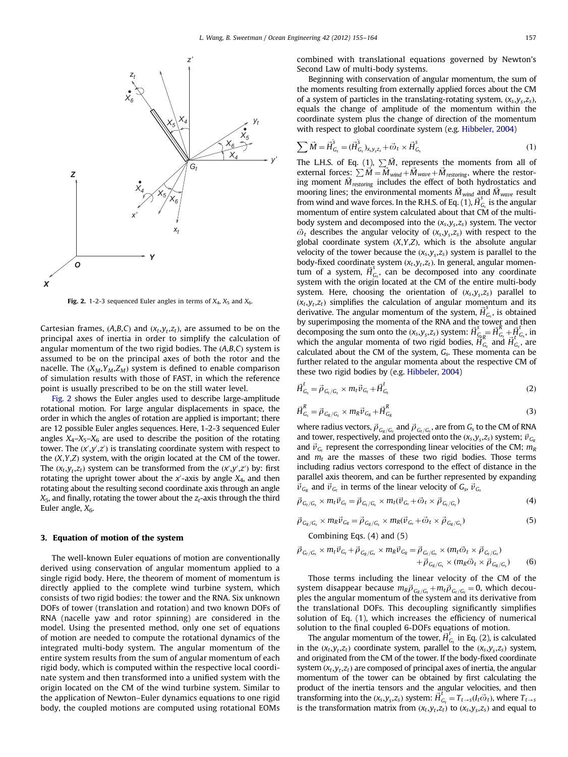Fig. 2. 1-2-3 sequenced Euler angles in terms of $X_4$, $X_5$ and $X_6$.

Cartesian frames, $(A,B,C)$ and $(x_t,y_t,z_t)$, are assumed to be on the principal axes of inertia in order to simplify the calculation of angular momentum of the two rigid bodies. The $(A,B,C)$ system is assumed to be on the principal axes of both the rotor and the nacelle. The $(X_M,Y_M,Z_M)$ system is defined to enable comparison of simulation results with those of FAST, in which the reference point is usually prescribed to be on the still water level.

Fig. 2 shows the Euler angles used to describe large-amplitude rotational motion. For large angular displacements in space, the order in which the angles of rotation are applied is important; there are 12 possible Euler angles sequences. Here, 1-2-3 sequenced Euler angles $X_4$–$X_5$–$X_6$ are used to describe the position of the rotating tower. The $(x',y',z')$ is translating coordinate system with respect to the $(X,Y,Z)$ system, with the origin located at the CM of the tower. The $(x_t,y_t,z_t)$ system can be transformed from the $(x',y',z')$ by: first rotating the upright tower about the $x'$-axis by angle $X_4$, and then rotating about the resulting second coordinate axis through an angle $X_5$, and finally, rotating the tower about the $z_t$-axis through the third Euler angle, $X_6$.

## 3. Equation of motion of the system

The well-known Euler equations of motion are conventionally derived using conservation of angular momentum applied to a single rigid body. Here, the theorem of moment of momentum is directly applied to the complete wind turbine system, which consists of two rigid bodies: the tower and the RNA. Six unknown DOFs of tower (translation and rotation) and two known DOFs of RNA (nacelle yaw and rotor spinning) are considered in the model. Using the presented method, only one set of equations of motion are needed to compute the rotational dynamics of the integrated multi-body system. The angular momentum of the entire system results from the sum of angular momentum of each rigid body, which is computed within the respective local coordinate system and then transformed into a unified system with the origin located on the CM of the wind turbine system. Similar to the application of Newton–Euler dynamics equations to one rigid body, the coupled motions are computed using rotational EOMs combined with translational equations governed by Newton's Second Law of multi-body systems.

Beginning with conservation of angular momentum, the sum of the moments resulting from externally applied forces about the CM of a system of particles in the translating-rotating system, $(x_s,y_s,z_s)$, equals the change of amplitude of the momentum within the coordinate system plus the change of direction of the momentum with respect to global coordinate system (e.g. Hibbeler, 2004)

$$\sum \vec{M} = \dot{\vec{H}}^{s}_{G_s} = (\dot{\vec{H}}^{s}_{G_s})_{x_s y_s z_s} + \vec{\omega}_t \times \vec{H}^{s}_{G_s} \tag{1}$$

The L.H.S. of Eq. (1), $\sum \vec{M}$, represents the moments from all of external forces: $\sum \vec{M} = \vec{M}_{wind} + \vec{M}_{wave} + \vec{M}_{restoring}$, where the restoring moment $\vec{M}_{restoring}$ includes the effect of both hydrostatics and mooring lines; the environmental moments $\vec{M}_{wind}$ and $\vec{M}_{wave}$ result from wind and wave forces. In the R.H.S. of Eq. (1), $\vec{H}^{s}_{G_s}$ is the angular momentum of entire system calculated about that CM of the multi-body system and decomposed into the $(x_s,y_s,z_s)$ system. The vector $\vec{\omega}_t$ describes the angular velocity of $(x_s,y_s,z_s)$ with respect to the global coordinate system $(X,Y,Z)$, which is the absolute angular velocity of the tower because the $(x_s,y_s,z_s)$ system is parallel to the body-fixed coordinate system $(x_t,y_t,z_t)$. In general, angular momentum of a system, $\vec{H}^{s}_{G_s}$, can be decomposed into any coordinate system with the origin located at the CM of the entire multi-body system. Here, choosing the orientation of $(x_s,y_s,z_s)$ parallel to $(x_t,y_t,z_t)$ simplifies the calculation of angular momentum and its derivative from the system. The angular momentum of the system, $\vec{H}^{s}_{G_s}$, is obtained by superimposing the momenta of the RNA and the tower and then decomposing the sum onto the $(x_s,y_s,z_s)$ system: $\vec{H}^{s}_{G_s} = \vec{H}^{R}_{G_s} + \vec{H}^{t}_{G_s}$, in which the angular momenta of two rigid bodies, $\vec{H}^{R}_{G_s}$ and $\vec{H}^{t}_{G_s}$, are calculated about the CM of the system, $G_s$. These momenta can be further related to the angular momenta about the respective CM of these two rigid bodies by (e.g. Hibbeler, 2004)

$$\vec{H}^{t}_{G_s} = \vec{\rho}_{G_t/G_s} \times m_t \vec{v}_{G_t} + \vec{H}^{t}_{G_t} \tag{2}$$

$$\vec{H}^{R}_{G_s} = \vec{\rho}_{G_R/G_s} \times m_R \vec{v}_{G_R} + \vec{H}^{R}_{G_R} \tag{3}$$

where radius vectors, $\vec{\rho}_{G_R/G_s}$ and $\vec{\rho}_{G_t/G_s}$, are from $G_s$ to the CM of RNA and tower, respectively, and projected onto the $(x_s,y_s,z_s)$ system; $\vec{v}_{G_R}$ and $\vec{v}_{G_t}$ represent the corresponding linear velocities of the CM; $m_R$ and $m_t$ are the masses of these two rigid bodies. Those terms including radius vectors correspond to the effect of distance in the parallel axis theorem, and can be further represented by expanding $\vec{v}_{G_R}$ and $\vec{v}_{G_t}$ in terms of the linear velocity of $G_s$, $\vec{v}_{G_s}$

$$\vec{\rho}_{G_t/G_s} \times m_t \vec{v}_{G_t} = \vec{\rho}_{G_t/G_s} \times m_t(\vec{v}_{G_s} + \vec{\omega}_t \times \vec{\rho}_{G_t/G_s}) \tag{4}$$

$$\vec{\rho}_{G_R/G_s} \times m_R \vec{v}_{G_R} = \vec{\rho}_{G_R/G_s} \times m_R(\vec{v}_{G_s} + \vec{\omega}_t \times \vec{\rho}_{G_R/G_s}) \tag{5}$$

Combining Eqs. (4) and (5)

$$\vec{\rho}_{G_t/G_s} \times m_t \vec{v}_{G_t} + \vec{\rho}_{G_R/G_s} \times m_R \vec{v}_{G_R} = \vec{\rho}_{G_t/G_s} \times (m_t \vec{\omega}_t \times \vec{\rho}_{G_t/G_s}) + \vec{\rho}_{G_R/G_s} \times (m_R \vec{\omega}_t \times \vec{\rho}_{G_R/G_s}) \tag{6}$$

Those terms including the linear velocity of the CM of the system disappear because $m_R \vec{\rho}_{G_R/G_s} + m_t \vec{\rho}_{G_t/G_s} = 0$, which decouples the angular momentum of the system and its derivative from the translational DOFs. This decoupling significantly simplifies solution of Eq. (1), which increases the efficiency of numerical solution to the final coupled 6-DOFs equations of motion.

The angular momentum of the tower, $\vec{H}^{t}_{G_t}$ in Eq. (2), is calculated in the $(x_t,y_t,z_t)$ coordinate system, parallel to the $(x_s,y_s,z_s)$ system, and originated from the CM of the tower. If the body-fixed coordinate system $(x_t,y_t,z_t)$ are composed of principal axes of inertia, the angular momentum of the tower can be obtained by first calculating the product of the inertia tensors and the angular velocities, and then transforming into the $(x_s,y_s,z_s)$ system: $\vec{H}^{t}_{G_t} = T_{t \to s}(I_t \vec{\omega}_t)$, where $T_{t \to s}$ is the transformation matrix from $(x_t,y_t,z_t)$ to $(x_s,y_s,z_s)$ and equal to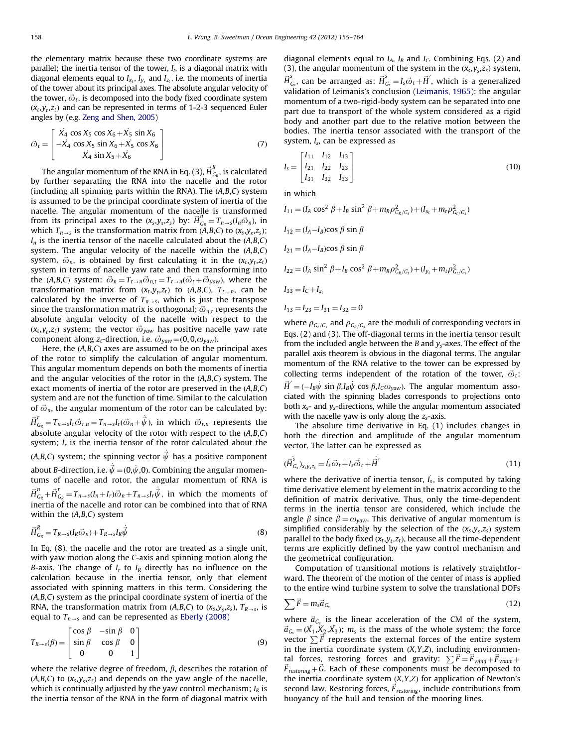the elementary matrix because these two coordinate systems are parallel; the inertia tensor of the tower, $I_t$, is a diagonal matrix with diagonal elements equal to $I_{x_t}$, $I_{y_t}$ and $I_{z_t}$, i.e. the moments of inertia of the tower about its principal axes. The absolute angular velocity of the tower, $\vec{\omega}_t$, is decomposed into the body fixed coordinate system $(x_t,y_t,z_t)$ and can be represented in terms of 1-2-3 sequenced Euler angles by (e.g. Zeng and Shen, 2005)

$$\vec{\omega}_t = \begin{bmatrix} \dot{X_4}\cos X_5 \cos X_6 + \dot{X_5}\sin X_6 \\ -\dot{X_4}\cos X_5 \sin X_6 + \dot{X_5}\cos X_6 \\ \dot{X_4}\sin X_5 + \dot{X_6} \end{bmatrix} \tag{7}$$

The angular momentum of the RNA in Eq. (3), $\vec{H}^R_{G_R}$, is calculated by further separating the RNA into the nacelle and the rotor (including all spinning parts within the RNA). The $(A,B,C)$ system is assumed to be the principal coordinate system of inertia of the nacelle. The angular momentum of the nacelle is transformed from its principal axes to the $(x_s,y_s,z_s)$ by: $\vec{H}^n_{G_R} = T_{n\to s}(I_n\vec{\omega}_n)$, in which $T_{n\to s}$ is the transformation matrix from $(A,B,C)$ to $(x_s,y_s,z_s)$; $I_n$ is the inertia tensor of the nacelle calculated about the $(A,B,C)$ system. The angular velocity of the nacelle within the $(A,B,C)$ system, $\vec{\omega}_n$, is obtained by first calculating it in the $(x_t,y_t,z_t)$ system in terms of nacelle yaw rate and then transforming into the $(A,B,C)$ system: $\vec{\omega}_n = T_{t\to n}\vec{\omega}_{n,t} = T_{t\to n}(\vec{\omega}_t + \vec{\omega}_{yaw})$, where the transformation matrix from $(x_t,y_t,z_t)$ to $(A,B,C)$, $T_{t\to n}$, can be calculated by the inverse of $T_{n\to s}$, which is just the transpose since the transformation matrix is orthogonal; $\vec{\omega}_{n,t}$ represents the absolute angular velocity of the nacelle with respect to the $(x_t,y_t,z_t)$ system; the vector $\vec{\omega}_{yaw}$ has positive nacelle yaw rate component along $z_t$-direction, i.e. $\vec{\omega}_{yaw} = (0,0,\omega_{yaw})$.

Here, the $(A,B,C)$ axes are assumed to be on the principal axes of the rotor to simplify the calculation of angular momentum. This angular momentum depends on both the moments of inertia and the angular velocities of the rotor in the $(A,B,C)$ system. The exact moments of inertia of the rotor are preserved in the $(A,B,C)$ system and are not the function of time. Similar to the calculation of $\vec{\omega}_n$, the angular momentum of the rotor can be calculated by: $\vec{H}^r_{G_R} = T_{n\to s}I_r\vec{\omega}_{r,n} = T_{n\to s}I_r(\vec{\omega}_n + \dot{\vec{\psi}})$, in which $\vec{\omega}_{r,n}$ represents the absolute angular velocity of the rotor with respect to the $(A,B,C)$ system; $I_r$ is the inertia tensor of the rotor calculated about the $(A,B,C)$ system; the spinning vector $\dot{\vec{\psi}}$ has a positive component about $B$-direction, i.e. $\dot{\vec{\psi}} = (0,\dot{\psi},0)$. Combining the angular momentums of nacelle and rotor, the angular momentum of RNA is $\vec{H}^n_{G_R} + \vec{H}^r_{G_R} = T_{n\to s}(I_n + I_r)\vec{\omega}_n + T_{n\to s}I_r\dot{\vec{\psi}}$, in which the moments of inertia of the nacelle and rotor can be combined into that of RNA within the $(A,B,C)$ system

$$\vec{H}^R_{G_R} = T_{R\to s}(I_R\vec{\omega}_n) + T_{R\to s}I_R\dot{\vec{\psi}} \tag{8}$$

In Eq. (8), the nacelle and the rotor are treated as a single unit, with yaw motion along the $C$-axis and spinning motion along the $B$-axis. The change of $I_r$ to $I_R$ directly has no influence on the calculation because in the inertia tensor, only that element associated with spinning matters in this term. Considering the $(A,B,C)$ system as the principal coordinate system of inertia of the RNA, the transformation matrix from $(A,B,C)$ to $(x_s,y_s,z_s)$, $T_{R\to s}$, is equal to $T_{n\to s}$ and can be represented as Eberly (2008)

$$T_{R\to s}(\beta) = \begin{bmatrix} \cos\beta & -\sin\beta & 0 \\ \sin\beta & \cos\beta & 0 \\ 0 & 0 & 1 \end{bmatrix} \tag{9}$$

where the relative degree of freedom, $\beta$, describes the rotation of $(A,B,C)$ to $(x_s,y_s,z_s)$ and depends on the yaw angle of the nacelle, which is continually adjusted by the yaw control mechanism; $I_R$ is the inertia tensor of the RNA in the form of diagonal matrix with diagonal elements equal to $I_A$, $I_B$ and $I_C$. Combining Eqs. (2) and (3), the angular momentum of the system in the $(x_s,y_s,z_s)$ system, $\vec{H}^s_{G_s}$, can be arranged as: $\vec{H}^s_{G_s} = I_s\vec{\omega}_t + \vec{H}'$, which is a generalized validation of Leimanis's conclusion (Leimanis, 1965): the angular momentum of a two-rigid-body system can be separated into one part due to transport of the whole system considered as a rigid body and another part due to the relative motion between the bodies. The inertia tensor associated with the transport of the system, $I_s$, can be expressed as

$$I_s = \begin{bmatrix} I_{11} & I_{12} & I_{13} \\ I_{21} & I_{22} & I_{23} \\ I_{31} & I_{32} & I_{33} \end{bmatrix} \tag{10}$$

in which

$$I_{11} = (I_A\cos^2\beta + I_B\sin^2\beta + m_R\rho^2_{G_R/G_s}) + (I_{x_t} + m_t\rho^2_{G_t/G_s})$$

$$I_{12} = (I_A - I_B)\cos\beta\sin\beta$$

$$I_{21} = (I_A - I_B)\cos\beta\sin\beta$$

$$I_{22} = (I_A\sin^2\beta + I_B\cos^2\beta + m_R\rho^2_{G_R/G_s}) + (I_{y_t} + m_t\rho^2_{G_t/G_s})$$

$$I_{33} = I_C + I_{z_t}$$

$$I_{13} = I_{23} = I_{31} = I_{32} = 0$$

where $\rho_{G_t/G_s}$ and $\rho_{G_R/G_s}$ are the moduli of corresponding vectors in Eqs. (2) and (3). The off-diagonal terms in the inertia tensor result from the included angle between the $B$ and $y_s$-axes. The effect of the parallel axis theorem is obvious in the diagonal terms. The angular momentum of the RNA relative to the tower can be expressed by collecting terms independent of the rotation of the tower, $\vec{\omega}_t$: $\vec{H}' = (-I_B\dot{\psi}\sin\beta, I_B\dot{\psi}\cos\beta, I_C\omega_{yaw})$. The angular momentum associated with the spinning blades corresponds to projections onto both $x_s$- and $y_s$-directions, while the angular momentum associated with the nacelle yaw is only along the $z_s$-axis.

The absolute time derivative in Eq. (1) includes changes in both the direction and amplitude of the angular momentum vector. The latter can be expressed as

$$(\dot{\vec{H}}^s_{G_s})_{x_sy_sz_s} = \dot{I_s}\vec{\omega}_t + I_s\dot{\vec{\omega}}_t + \dot{\vec{H}}' \tag{11}$$

where the derivative of inertia tensor, $\dot{I_s}$, is computed by taking time derivative element by element in the matrix according to the definition of matrix derivative. Thus, only the time-dependent terms in the inertia tensor are considered, which include the angle $\beta$ since $\dot{\beta} = \omega_{yaw}$. This derivative of angular momentum is simplified considerably by the selection of the $(x_s,y_s,z_s)$ system parallel to the body fixed $(x_t,y_t,z_t)$, because all the time-dependent terms are explicitly defined by the yaw control mechanism and the geometrical configuration.

Computation of transitional motions is relatively straightforward. The theorem of the motion of the center of mass is applied to the entire wind turbine system to solve the translational DOFs

$$\sum\vec{F} = m_s\vec{a}_{G_s} \tag{12}$$

where $\vec{a}_{G_s}$ is the linear acceleration of the CM of the system, $\vec{a}_{G_s} = (\ddot{X_1},\ddot{X_2},\ddot{X_3})$; $m_s$ is the mass of the whole system; the force vector $\sum\vec{F}$ represents the external forces of the entire system in the inertia coordinate system $(X,Y,Z)$, including environmental forces, restoring forces and gravity: $\sum\vec{F} = \vec{F}_{wind} + \vec{F}_{wave} + \vec{F}_{restoring} + \vec{G}$. Each of these components must be decomposed to the inertia coordinate system $(X,Y,Z)$ for application of Newton's second law. Restoring forces, $\vec{F}_{restoring}$, include contributions from buoyancy of the hull and tension of the mooring lines.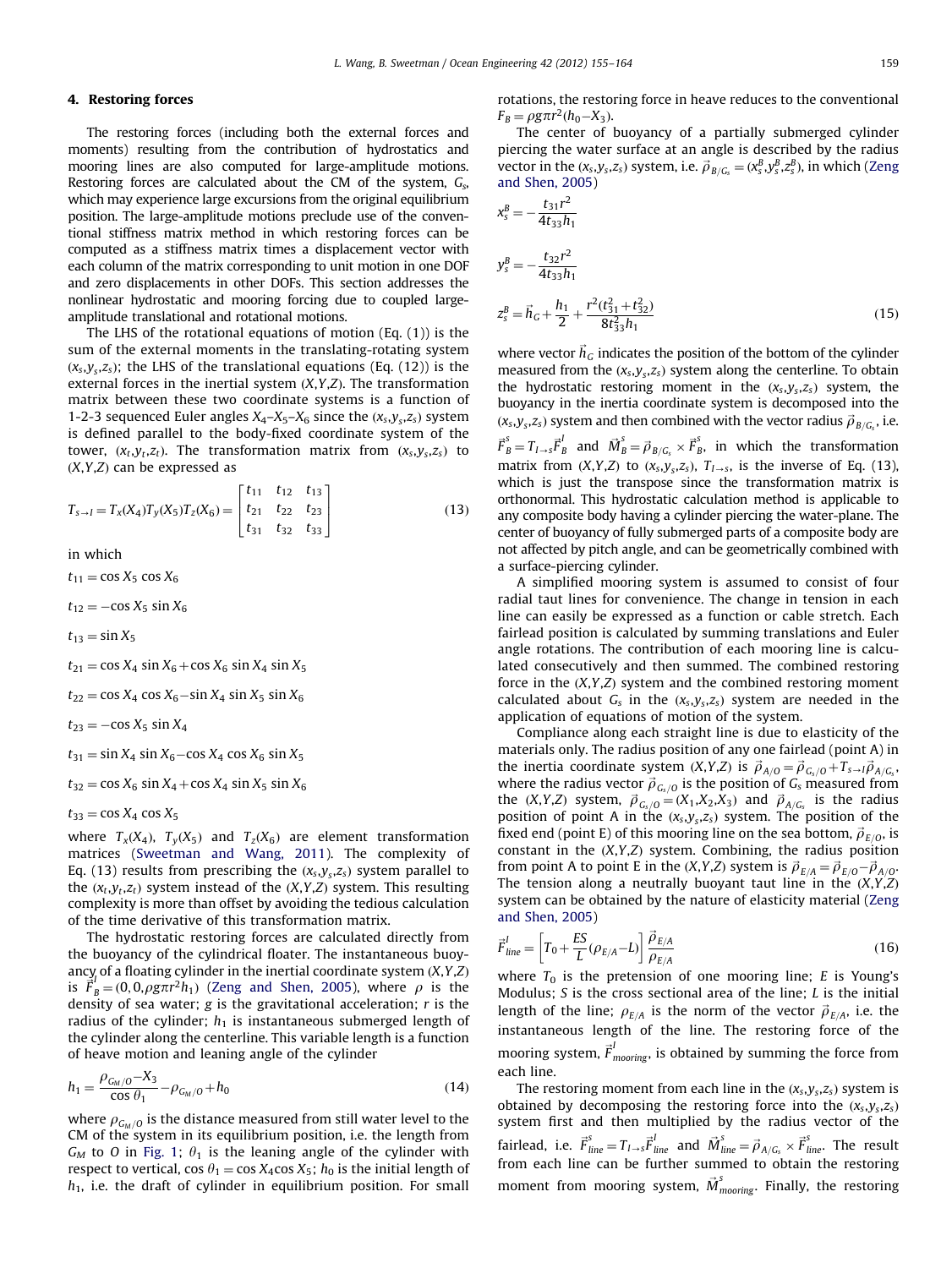## 4. Restoring forces

The restoring forces (including both the external forces and moments) resulting from the contribution of hydrostatics and mooring lines are also computed for large-amplitude motions. Restoring forces are calculated about the CM of the system, $G_s$, which may experience large excursions from the original equilibrium position. The large-amplitude motions preclude use of the conventional stiffness matrix method in which restoring forces can be computed as a stiffness matrix times a displacement vector with each column of the matrix corresponding to unit motion in one DOF and zero displacements in other DOFs. This section addresses the nonlinear hydrostatic and mooring forcing due to coupled large-amplitude translational and rotational motions.

The LHS of the rotational equations of motion (Eq. (1)) is the sum of the external moments in the translating-rotating system $(x_s,y_s,z_s)$; the LHS of the translational equations (Eq. (12)) is the external forces in the inertial system $(X,Y,Z)$. The transformation matrix between these two coordinate systems is a function of 1-2-3 sequenced Euler angles $X_4$–$X_5$–$X_6$ since the $(x_s,y_s,z_s)$ system is defined parallel to the body-fixed coordinate system of the tower, $(x_t,y_t,z_t)$. The transformation matrix from $(x_s,y_s,z_s)$ to $(X,Y,Z)$ can be expressed as

$$T_{s\to I} = T_x(X_4)T_y(X_5)T_z(X_6) = \begin{bmatrix} t_{11} & t_{12} & t_{13} \\ t_{21} & t_{22} & t_{23} \\ t_{31} & t_{32} & t_{33} \end{bmatrix} \tag{13}$$

in which

$t_{11} = \cos X_5 \cos X_6$

$t_{12} = -\cos X_5 \sin X_6$

$t_{13} = \sin X_5$

$t_{21} = \cos X_4 \sin X_6 + \cos X_6 \sin X_4 \sin X_5$

$t_{22} = \cos X_4 \cos X_6 - \sin X_4 \sin X_5 \sin X_6$

$t_{23} = -\cos X_5 \sin X_4$

$t_{31} = \sin X_4 \sin X_6 - \cos X_4 \cos X_6 \sin X_5$

$t_{32} = \cos X_6 \sin X_4 + \cos X_4 \sin X_5 \sin X_6$

$t_{33} = \cos X_4 \cos X_5$

where $T_x(X_4)$, $T_y(X_5)$ and $T_z(X_6)$ are element transformation matrices (Sweetman and Wang, 2011). The complexity of Eq. (13) results from prescribing the $(x_s,y_s,z_s)$ system parallel to the $(x_t,y_t,z_t)$ system instead of the $(X,Y,Z)$ system. This resulting complexity is more than offset by avoiding the tedious calculation of the time derivative of this transformation matrix.

The hydrostatic restoring forces are calculated directly from the buoyancy of the cylindrical floater. The instantaneous buoyancy of a floating cylinder in the inertial coordinate system $(X,Y,Z)$ is $\vec{F}_B^I = (0,0,\rho g \pi r^2 h_1)$ (Zeng and Shen, 2005), where $\rho$ is the density of sea water; $g$ is the gravitational acceleration; $r$ is the radius of the cylinder; $h_1$ is instantaneous submerged length of the cylinder along the centerline. This variable length is a function of heave motion and leaning angle of the cylinder

$$h_1 = \frac{\rho_{G_M/O} - X_3}{\cos\theta_1} - \rho_{G_M/O} + h_0 \tag{14}$$

where $\rho_{G_M/O}$ is the distance measured from still water level to the CM of the system in its equilibrium position, i.e. the length from $G_M$ to $O$ in Fig. 1; $\theta_1$ is the leaning angle of the cylinder with respect to vertical, $\cos\theta_1 = \cos X_4 \cos X_5$; $h_0$ is the initial length of $h_1$, i.e. the draft of cylinder in equilibrium position. For small rotations, the restoring force in heave reduces to the conventional $F_B = \rho g \pi r^2 (h_0 - X_3)$.

The center of buoyancy of a partially submerged cylinder piercing the water surface at an angle is described by the radius vector in the $(x_s,y_s,z_s)$ system, i.e. $\vec{\rho}_{B/G_s} = (x_s^B, y_s^B, z_s^B)$, in which (Zeng and Shen, 2005)

$$x_s^B = -\frac{t_{31} r^2}{4 t_{33} h_1}$$

$$y_s^B = -\frac{t_{32} r^2}{4 t_{33} h_1}$$

$$z_s^B = \vec{h}_G + \frac{h_1}{2} + \frac{r^2 (t_{31}^2 + t_{32}^2)}{8 t_{33}^2 h_1} \tag{15}$$

where vector $\vec{h}_G$ indicates the position of the bottom of the cylinder measured from the $(x_s,y_s,z_s)$ system along the centerline. To obtain the hydrostatic restoring moment in the $(x_s,y_s,z_s)$ system, the buoyancy in the inertia coordinate system is decomposed into the $(x_s,y_s,z_s)$ system and then combined with the vector radius $\vec{\rho}_{B/G_s}$, i.e. $\vec{F}_B^s = T_{I\to s}\vec{F}_B^I$ and $\vec{M}_B^s = \vec{\rho}_{B/G_s} \times \vec{F}_B^s$, in which the transformation matrix from $(X,Y,Z)$ to $(x_s,y_s,z_s)$, $T_{I\to s}$, is the inverse of Eq. (13), which is just the transpose since the transformation matrix is orthonormal. This hydrostatic calculation method is applicable to any composite body having a cylinder piercing the water-plane. The center of buoyancy of fully submerged parts of a composite body are not affected by pitch angle, and can be geometrically combined with a surface-piercing cylinder.

A simplified mooring system is assumed to consist of four radial taut lines for convenience. The change in tension in each line can easily be expressed as a function or cable stretch. Each fairlead position is calculated by summing translations and Euler angle rotations. The contribution of each mooring line is calculated consecutively and then summed. The combined restoring force in the $(X,Y,Z)$ system and the combined restoring moment calculated about $G_s$ in the $(x_s,y_s,z_s)$ system are needed in the application of equations of motion of the system.

Compliance along each straight line is due to elasticity of the materials only. The radius position of any one fairlead (point A) in the inertia coordinate system $(X,Y,Z)$ is $\vec{\rho}_{A/O} = \vec{\rho}_{G_s/O} + T_{s\to I}\vec{\rho}_{A/G_s}$, where the radius vector $\vec{\rho}_{G_s/O}$ is the position of $G_s$ measured from the $(X,Y,Z)$ system, $\vec{\rho}_{G_s/O} = (X_1,X_2,X_3)$ and $\vec{\rho}_{A/G_s}$ is the radius position of point A in the $(x_s,y_s,z_s)$ system. The position of the fixed end (point E) of this mooring line on the sea bottom, $\vec{\rho}_{E/O}$, is constant in the $(X,Y,Z)$ system. Combining, the radius position from point A to point E in the $(X,Y,Z)$ system is $\vec{\rho}_{E/A} = \vec{\rho}_{E/O} - \vec{\rho}_{A/O}$. The tension along a neutrally buoyant taut line in the $(X,Y,Z)$ system can be obtained by the nature of elasticity material (Zeng and Shen, 2005)

$$\vec{F}_{line}^I = \left[T_0 + \frac{ES}{L}(\rho_{E/A} - L)\right]\frac{\vec{\rho}_{E/A}}{\rho_{E/A}} \tag{16}$$

where $T_0$ is the pretension of one mooring line; $E$ is Young's Modulus; $S$ is the cross sectional area of the line; $L$ is the initial length of the line; $\rho_{E/A}$ is the norm of the vector $\vec{\rho}_{E/A}$, i.e. the instantaneous length of the line. The restoring force of the mooring system, $\vec{F}_{mooring}^I$, is obtained by summing the force from each line.

The restoring moment from each line in the $(x_s,y_s,z_s)$ system is obtained by decomposing the restoring force into the $(x_s,y_s,z_s)$ system first and then multiplied by the radius vector of the fairlead, i.e. $\vec{F}_{line}^s = T_{I\to s}\vec{F}_{line}^I$ and $\vec{M}_{line}^s = \vec{\rho}_{A/G_s} \times \vec{F}_{line}^s$. The result from each line can be further summed to obtain the restoring moment from mooring system, $\vec{M}_{mooring}^s$. Finally, the restoring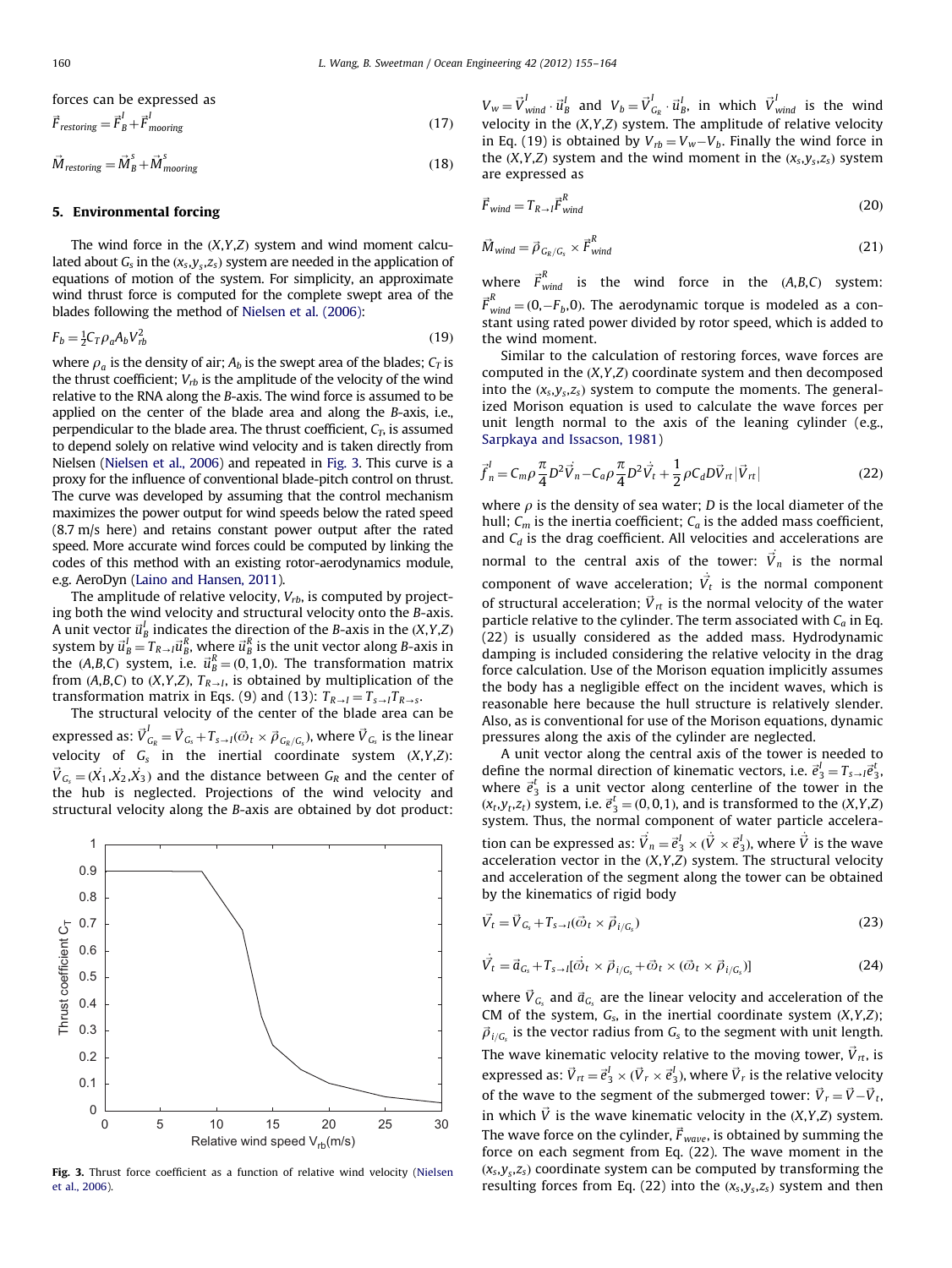forces can be expressed as

$$\vec{F}_{restoring} = \vec{F}_B^I + \vec{F}_{mooring}^I \tag{17}$$

$$\vec{M}_{restoring} = \vec{M}_B^s + \vec{M}_{mooring}^s \tag{18}$$

## 5. Environmental forcing

The wind force in the $(X,Y,Z)$ system and wind moment calculated about $G_s$ in the $(x_s,y_s,z_s)$ system are needed in the application of equations of motion of the system. For simplicity, an approximate wind thrust force is computed for the complete swept area of the blades following the method of Nielsen et al. (2006):

$$F_b = \frac{1}{2} C_T \rho_a A_b V_{rb}^2 \tag{19}$$

where $\rho_a$ is the density of air; $A_b$ is the swept area of the blades; $C_T$ is the thrust coefficient; $V_{rb}$ is the amplitude of the velocity of the wind relative to the RNA along the $B$-axis. The wind force is assumed to be applied on the center of the blade area and along the $B$-axis, i.e., perpendicular to the blade area. The thrust coefficient, $C_T$, is assumed to depend solely on relative wind velocity and is taken directly from Nielsen (Nielsen et al., 2006) and repeated in Fig. 3. This curve is a proxy for the influence of conventional blade-pitch control on thrust. The curve was developed by assuming that the control mechanism maximizes the power output for wind speeds below the rated speed (8.7 m/s here) and retains constant power output after the rated speed. More accurate wind forces could be computed by linking the codes of this method with an existing rotor-aerodynamics module, e.g. AeroDyn (Laino and Hansen, 2011).

The amplitude of relative velocity, $V_{rb}$, is computed by projecting both the wind velocity and structural velocity onto the $B$-axis. A unit vector $\vec{u}_B^I$ indicates the direction of the $B$-axis in the $(X,Y,Z)$ system by $\vec{u}_B^I = T_{R\to I}\vec{u}_B^R$, where $\vec{u}_B^R$ is the unit vector along $B$-axis in the $(A,B,C)$ system, i.e. $\vec{u}_B^R = (0,1,0)$. The transformation matrix from $(A,B,C)$ to $(X,Y,Z)$, $T_{R\to I}$, is obtained by multiplication of the transformation matrix in Eqs. (9) and (13): $T_{R\to I} = T_{s\to I} T_{R\to s}$.

The structural velocity of the center of the blade area can be expressed as: $\vec{V}_{G_R}^I = \vec{V}_{G_s} + T_{s\to I}(\vec{\omega}_t \times \vec{\rho}_{G_R/G_s})$, where $\vec{V}_{G_s}$ is the linear velocity of $G_s$ in the inertial coordinate system $(X,Y,Z)$: $\vec{V}_{G_s} = (\dot{X}_1, \dot{X}_2, \dot{X}_3)$ and the distance between $G_R$ and the center of the hub is neglected. Projections of the wind velocity and structural velocity along the $B$-axis are obtained by dot product: $V_w = \vec{V}_{wind}^I \cdot \vec{u}_B^I$ and $V_b = \vec{V}_{G_R}^I \cdot \vec{u}_B^I$, in which $\vec{V}_{wind}^I$ is the wind velocity in the $(X,Y,Z)$ system. The amplitude of relative velocity in Eq. (19) is obtained by $V_{rb} = V_w - V_b$. Finally the wind force in the $(X,Y,Z)$ system and the wind moment in the $(x_s,y_s,z_s)$ system are expressed as

$$\vec{F}_{wind} = T_{R\to I}\vec{F}_{wind}^R \tag{20}$$

$$\vec{M}_{wind} = \vec{\rho}_{G_R/G_s} \times \vec{F}_{wind}^R \tag{21}$$

where $\vec{F}_{wind}^R$ is the wind force in the $(A,B,C)$ system: $\vec{F}_{wind}^R = (0, -F_b, 0)$. The aerodynamic torque is modeled as a constant using rated power divided by rotor speed, which is added to the wind moment.

Fig. 3. Thrust force coefficient as a function of relative wind velocity (Nielsen et al., 2006).

Similar to the calculation of restoring forces, wave forces are computed in the $(X,Y,Z)$ coordinate system and then decomposed into the $(x_s,y_s,z_s)$ system to compute the moments. The generalized Morison equation is used to calculate the wave forces per unit length normal to the axis of the leaning cylinder (e.g., Sarpkaya and Issacson, 1981)

$$\vec{f}_n^I = C_m \rho \frac{\pi}{4} D^2 \dot{\vec{V}}_n - C_a \rho \frac{\pi}{4} D^2 \dot{\vec{V}}_t + \frac{1}{2}\rho C_d D \vec{V}_{rt} |\vec{V}_{rt}| \tag{22}$$

where $\rho$ is the density of sea water; $D$ is the local diameter of the hull; $C_m$ is the inertia coefficient; $C_a$ is the added mass coefficient, and $C_d$ is the drag coefficient. All velocities and accelerations are normal to the central axis of the tower: $\dot{\vec{V}}_n$ is the normal component of wave acceleration; $\dot{\vec{V}}_t$ is the normal component of structural acceleration; $\vec{V}_{rt}$ is the normal velocity of the water particle relative to the cylinder. The term associated with $C_a$ in Eq. (22) is usually considered as the added mass. Hydrodynamic damping is included considering the relative velocity in the drag force calculation. Use of the Morison equation implicitly assumes the body has a negligible effect on the incident waves, which is reasonable here because the hull structure is relatively slender. Also, as is conventional for use of the Morison equations, dynamic pressures along the axis of the cylinder are neglected.

A unit vector along the central axis of the tower is needed to define the normal direction of kinematic vectors, i.e. $\vec{e}_3^I = T_{s\to I}\vec{e}_3^t$, where $\vec{e}_3^t$ is a unit vector along centerline of the tower in the $(x_t,y_t,z_t)$ system, i.e. $\vec{e}_3^t = (0,0,1)$, and is transformed to the $(X,Y,Z)$ system. Thus, the normal component of water particle acceleration can be expressed as: $\dot{\vec{V}}_n = \vec{e}_3^I \times (\dot{\vec{V}} \times \vec{e}_3^I)$, where $\dot{\vec{V}}$ is the wave acceleration vector in the $(X,Y,Z)$ system. The structural velocity and acceleration of the segment along the tower can be obtained by the kinematics of rigid body

$$\vec{V}_t = \vec{V}_{G_s} + T_{s\to I}(\vec{\omega}_t \times \vec{\rho}_{i/G_s}) \tag{23}$$

$$\dot{\vec{V}}_t = \vec{a}_{G_s} + T_{s\to I}[\dot{\vec{\omega}}_t \times \vec{\rho}_{i/G_s} + \vec{\omega}_t \times (\vec{\omega}_t \times \vec{\rho}_{i/G_s})] \tag{24}$$

where $\vec{V}_{G_s}$ and $\vec{a}_{G_s}$ are the linear velocity and acceleration of the CM of the system, $G_s$, in the inertial coordinate system $(X,Y,Z)$; $\vec{\rho}_{i/G_s}$ is the vector radius from $G_s$ to the segment with unit length. The wave kinematic velocity relative to the moving tower, $\vec{V}_{rt}$, is expressed as: $\vec{V}_{rt} = \vec{e}_3^I \times (\vec{V}_r \times \vec{e}_3^I)$, where $\vec{V}_r$ is the relative velocity of the wave to the segment of the submerged tower: $\vec{V}_r = \vec{V} - \vec{V}_t$, in which $\vec{V}$ is the wave kinematic velocity in the $(X,Y,Z)$ system. The wave force on the cylinder, $\vec{F}_{wave}$, is obtained by summing the force on each segment from Eq. (22). The wave moment in the $(x_s,y_s,z_s)$ coordinate system can be computed by transforming the resulting forces from Eq. (22) into the $(x_s,y_s,z_s)$ system and then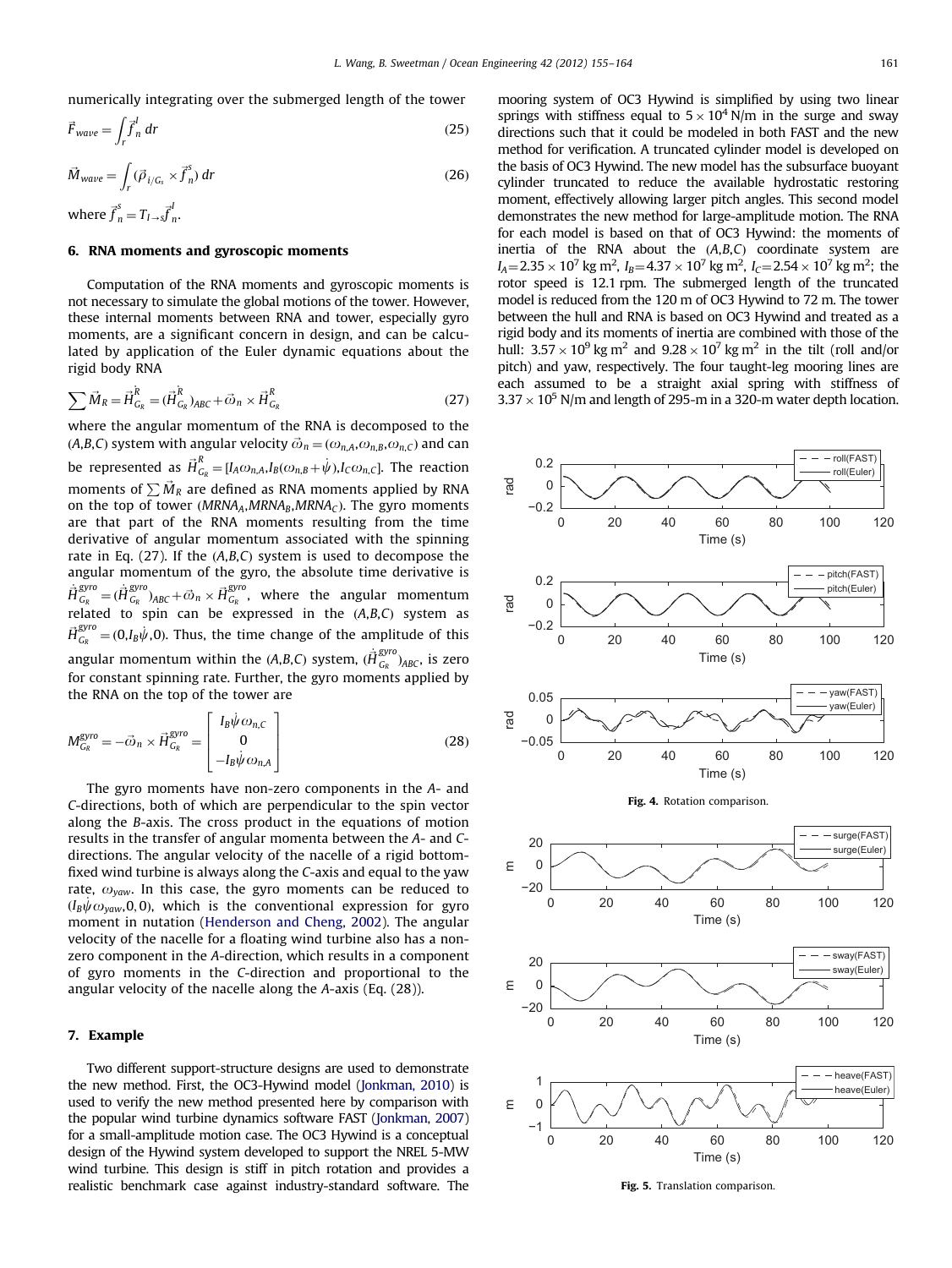numerically integrating over the submerged length of the tower

$$\vec{F}_{wave} = \int_r \vec{f}_n^{\,I}\, dr \tag{25}$$

$$\vec{M}_{wave} = \int_r (\vec{\rho}_{i/G_s} \times \vec{f}_n^{\,s})\, dr \tag{26}$$

where $\vec{f}_n^{\,s} = T_{I\to s}\vec{f}_n^{\,I}$.

## 6. RNA moments and gyroscopic moments

Computation of the RNA moments and gyroscopic moments is not necessary to simulate the global motions of the tower. However, these internal moments between RNA and tower, especially gyro moments, are a significant concern in design, and can be calculated by application of the Euler dynamic equations about the rigid body RNA

$$\sum \vec{M}_R = \dot{\vec{H}}^R_{G_R} = (\dot{\vec{H}}^R_{G_R})_{ABC} + \vec{\omega}_n \times \vec{H}^R_{G_R} \tag{27}$$

where the angular momentum of the RNA is decomposed to the $(A,B,C)$ system with angular velocity $\vec{\omega}_n = (\omega_{n,A}, \omega_{n,B}, \omega_{n,C})$ and can be represented as $\vec{H}^R_{G_R} = [I_A\omega_{n,A}, I_B(\omega_{n,B}+\dot{\psi}), I_C\omega_{n,C}]$. The reaction moments of $\sum \vec{M}_R$ are defined as RNA moments applied by RNA on the top of tower $(MRNA_A, MRNA_B, MRNA_C)$. The gyro moments are that part of the RNA moments resulting from the time derivative of angular momentum associated with the spinning rate in Eq. (27). If the $(A,B,C)$ system is used to decompose the angular momentum of the gyro, the absolute time derivative is $\dot{\vec{H}}^{gyro}_{G_R} = (\dot{\vec{H}}^{gyro}_{G_R})_{ABC} + \vec{\omega}_n \times \vec{H}^{gyro}_{G_R}$, where the angular momentum related to spin can be expressed in the $(A,B,C)$ system as $\vec{H}^{gyro}_{G_R} = (0, I_B\dot{\psi}, 0)$. Thus, the time change of the amplitude of this angular momentum within the $(A,B,C)$ system, $(\dot{\vec{H}}^{gyro}_{G_R})_{ABC}$, is zero for constant spinning rate. Further, the gyro moments applied by the RNA on the top of the tower are

$$M^{gyro}_{G_R} = -\vec{\omega}_n \times \vec{H}^{gyro}_{G_R} = \begin{bmatrix} I_B\dot{\psi}\,\omega_{n,C} \\ 0 \\ -I_B\dot{\psi}\,\omega_{n,A} \end{bmatrix} \tag{28}$$

The gyro moments have non-zero components in the $A$- and $C$-directions, both of which are perpendicular to the spin vector along the $B$-axis. The cross product in the equations of motion results in the transfer of angular momenta between the $A$- and $C$-directions. The angular velocity of the nacelle of a rigid bottom-fixed wind turbine is always along the $C$-axis and equal to the yaw rate, $\omega_{yaw}$. In this case, the gyro moments can be reduced to $(I_B\dot{\psi}\omega_{yaw}, 0, 0)$, which is the conventional expression for gyro moment in nutation (Henderson and Cheng, 2002). The angular velocity of the nacelle for a floating wind turbine also has a non-zero component in the $A$-direction, which results in a component of gyro moments in the $C$-direction and proportional to the angular velocity of the nacelle along the $A$-axis (Eq. (28)).

## 7. Example

Two different support-structure designs are used to demonstrate the new method. First, the OC3-Hywind model (Jonkman, 2010) is used to verify the new method presented here by comparison with the popular wind turbine dynamics software FAST (Jonkman, 2007) for a small-amplitude motion case. The OC3 Hywind is a conceptual design of the Hywind system developed to support the NREL 5-MW wind turbine. This design is stiff in pitch rotation and provides a realistic benchmark case against industry-standard software. The mooring system of OC3 Hywind is simplified by using two linear springs with stiffness equal to $5 \times 10^4$ N/m in the surge and sway directions such that it could be modeled in both FAST and the new method for verification. A truncated cylinder model is developed on the basis of OC3 Hywind. The new model has the subsurface buoyant cylinder truncated to reduce the available hydrostatic restoring moment, effectively allowing larger pitch angles. This second model demonstrates the new method for large-amplitude motion. The RNA for each model is based on that of OC3 Hywind: the moments of inertia of the RNA about the $(A,B,C)$ coordinate system are $I_A = 2.35 \times 10^7$ kg m$^2$, $I_B = 4.37 \times 10^7$ kg m$^2$, $I_C = 2.54 \times 10^7$ kg m$^2$; the rotor speed is 12.1 rpm. The submerged length of the truncated model is reduced from the 120 m of OC3 Hywind to 72 m. The tower between the hull and RNA is based on OC3 Hywind and treated as a rigid body and its moments of inertia are combined with those of the hull: $3.57 \times 10^9$ kg m$^2$ and $9.28 \times 10^7$ kg m$^2$ in the tilt (roll and/or pitch) and yaw, respectively. The four taught-leg mooring lines are each assumed to be a straight axial spring with stiffness of $3.37 \times 10^5$ N/m and length of 295-m in a 320-m water depth location.

**Fig. 4.** Rotation comparison.

**Fig. 5.** Translation comparison.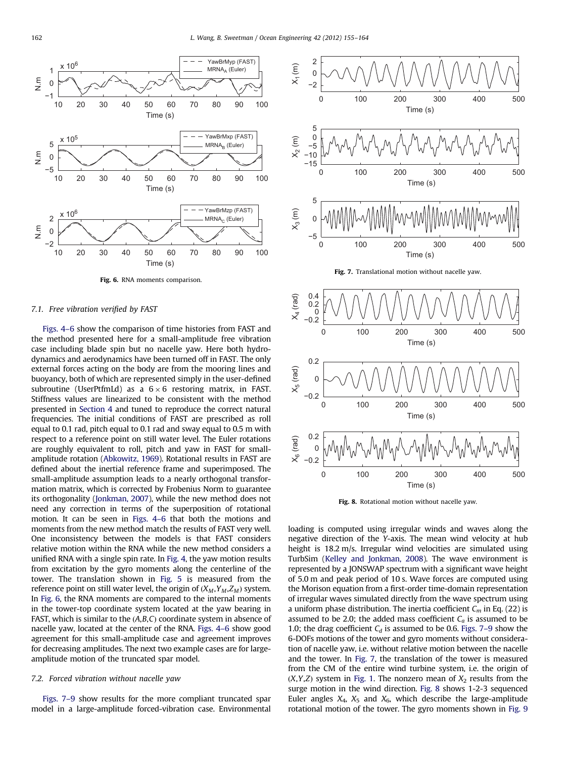Fig. 6. RNA moments comparison.

### 7.1. Free vibration verified by FAST

Figs. 4–6 show the comparison of time histories from FAST and the method presented here for a small-amplitude free vibration case including blade spin but no nacelle yaw. Here both hydrodynamics and aerodynamics have been turned off in FAST. The only external forces acting on the body are from the mooring lines and buoyancy, both of which are represented simply in the user-defined subroutine (UserPtfmLd) as a $6\times6$ restoring matrix, in FAST. Stiffness values are linearized to be consistent with the method presented in Section 4 and tuned to reproduce the correct natural frequencies. The initial conditions of FAST are prescribed as roll equal to 0.1 rad, pitch equal to 0.1 rad and sway equal to 0.5 m with respect to a reference point on still water level. The Euler rotations are roughly equivalent to roll, pitch and yaw in FAST for small-amplitude rotation (Abkowitz, 1969). Rotational results in FAST are defined about the inertial reference frame and superimposed. The small-amplitude assumption leads to a nearly orthogonal transformation matrix, which is corrected by Frobenius Norm to guarantee its orthogonality (Jonkman, 2007), while the new method does not need any correction in terms of the superposition of rotational motion. It can be seen in Figs. 4–6 that both the motions and moments from the new method match the results of FAST very well. One inconsistency between the models is that FAST considers relative motion within the RNA while the new method considers a unified RNA with a single spin rate. In Fig. 4, the yaw motion results from excitation by the gyro moments along the centerline of the tower. The translation shown in Fig. 5 is measured from the reference point on still water level, the origin of $(X_M, Y_M, Z_M)$ system. In Fig. 6, the RNA moments are compared to the internal moments in the tower-top coordinate system located at the yaw bearing in FAST, which is similar to the $(A,B,C)$ coordinate system in absence of nacelle yaw, located at the center of the RNA. Figs. 4–6 show good agreement for this small-amplitude case and agreement improves for decreasing amplitudes. The next two example cases are for large-amplitude motion of the truncated spar model.

### 7.2. Forced vibration without nacelle yaw

Figs. 7–9 show results for the more compliant truncated spar model in a large-amplitude forced-vibration case. Environmental loading is computed using irregular winds and waves along the negative direction of the Y-axis. The mean wind velocity at hub height is 18.2 m/s. Irregular wind velocities are simulated using TurbSim (Kelley and Jonkman, 2008). The wave environment is represented by a JONSWAP spectrum with a significant wave height of 5.0 m and peak period of 10 s. Wave forces are computed using the Morison equation from a first-order time-domain representation of irregular waves simulated directly from the wave spectrum using a uniform phase distribution. The inertia coefficient $C_m$ in Eq. (22) is assumed to be 2.0; the added mass coefficient $C_a$ is assumed to be 1.0; the drag coefficient $C_d$ is assumed to be 0.6. Figs. 7–9 show the 6-DOFs motions of the tower and gyro moments without consideration of nacelle yaw, i.e. without relative motion between the nacelle and the tower. In Fig. 7, the translation of the tower is measured from the CM of the entire wind turbine system, i.e. the origin of $(X,Y,Z)$ system in Fig. 1. The nonzero mean of $X_2$ results from the surge motion in the wind direction. Fig. 8 shows 1-2-3 sequenced Euler angles $X_4$, $X_5$ and $X_6$, which describe the large-amplitude rotational motion of the tower. The gyro moments shown in Fig. 9

Fig. 7. Translational motion without nacelle yaw.

Fig. 8. Rotational motion without nacelle yaw.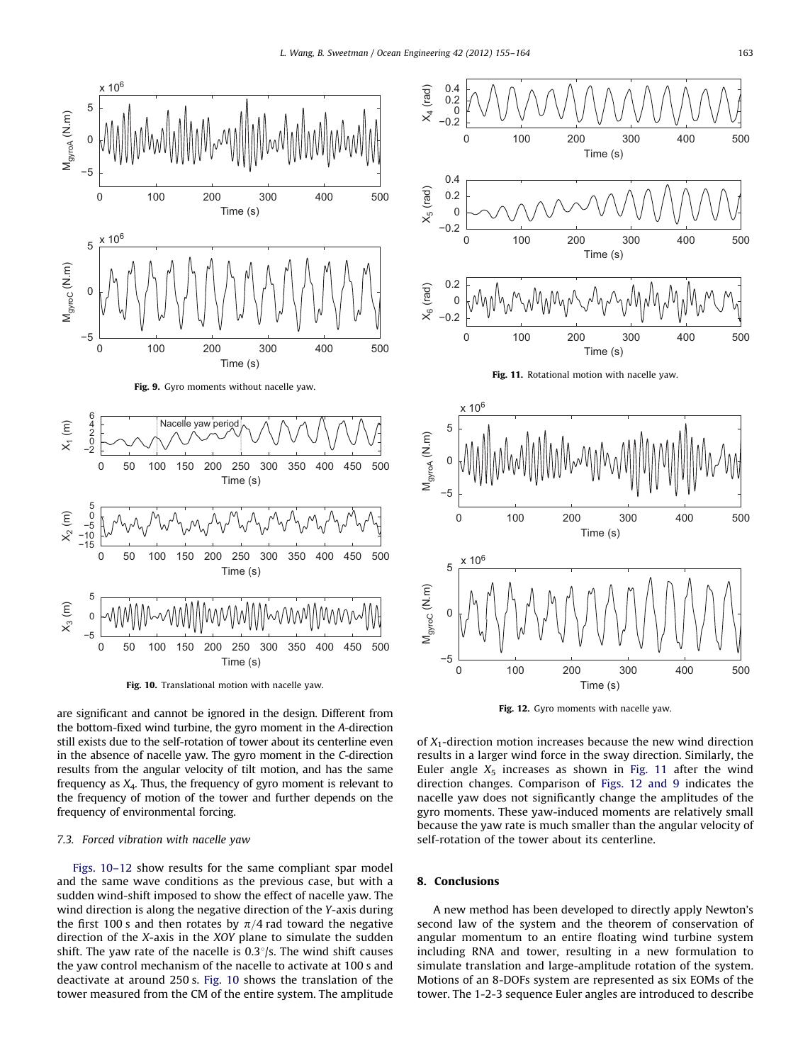Fig. 9. Gyro moments without nacelle yaw.

Fig. 10. Translational motion with nacelle yaw.

are significant and cannot be ignored in the design. Different from the bottom-fixed wind turbine, the gyro moment in the *A*-direction still exists due to the self-rotation of tower about its centerline even in the absence of nacelle yaw. The gyro moment in the *C*-direction results from the angular velocity of tilt motion, and has the same frequency as $X_4$. Thus, the frequency of gyro moment is relevant to the frequency of motion of the tower and further depends on the frequency of environmental forcing.

### 7.3. Forced vibration with nacelle yaw

Figs. 10–12 show results for the same compliant spar model and the same wave conditions as the previous case, but with a sudden wind-shift imposed to show the effect of nacelle yaw. The wind direction is along the negative direction of the *Y*-axis during the first 100 s and then rotates by $\pi/4$ rad toward the negative direction of the *X*-axis in the *XOY* plane to simulate the sudden shift. The yaw rate of the nacelle is $0.3^{\circ}$/s. The wind shift causes the yaw control mechanism of the nacelle to activate at 100 s and deactivate at around 250 s. Fig. 10 shows the translation of the tower measured from the CM of the entire system. The amplitude of $X_1$-direction motion increases because the new wind direction results in a larger wind force in the sway direction. Similarly, the Euler angle $X_5$ increases as shown in Fig. 11 after the wind direction changes. Comparison of Figs. 12 and 9 indicates the nacelle yaw does not significantly change the amplitudes of the gyro moments. These yaw-induced moments are relatively small because the yaw rate is much smaller than the angular velocity of self-rotation of the tower about its centerline.

Fig. 11. Rotational motion with nacelle yaw.

Fig. 12. Gyro moments with nacelle yaw.

## 8. Conclusions

A new method has been developed to directly apply Newton's second law of the system and the theorem of conservation of angular momentum to an entire floating wind turbine system including RNA and tower, resulting in a new formulation to simulate translation and large-amplitude rotation of the system. Motions of an 8-DOFs system are represented as six EOMs of the tower. The 1-2-3 sequence Euler angles are introduced to describe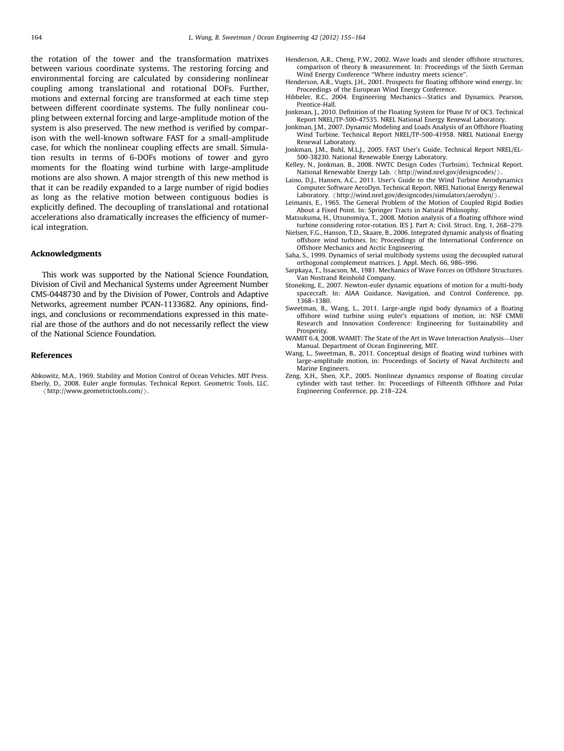the rotation of the tower and the transformation matrixes between various coordinate systems. The restoring forcing and environmental forcing are calculated by considering nonlinear coupling among translational and rotational DOFs. Further, motions and external forcing are transformed at each time step between different coordinate systems. The fully nonlinear coupling between external forcing and large-amplitude motion of the system is also preserved. The new method is verified by comparison with the well-known software FAST for a small-amplitude case, for which the nonlinear coupling effects are small. Simulation results in terms of 6-DOFs motions of tower and gyro moments for the floating wind turbine with large-amplitude motions are also shown. A major strength of this new method is that it can be readily expanded to a large number of rigid bodies as long as the relative motion between contiguous bodies is explicitly defined. The decoupling of translational and rotational accelerations also dramatically increases the efficiency of numerical integration.

## Acknowledgments

This work was supported by the National Science Foundation, Division of Civil and Mechanical Systems under Agreement Number CMS-0448730 and by the Division of Power, Controls and Adaptive Networks, agreement number PCAN-1133682. Any opinions, findings, and conclusions or recommendations expressed in this material are those of the authors and do not necessarily reflect the view of the National Science Foundation.

## References

Abkowitz, M.A., 1969. Stability and Motion Control of Ocean Vehicles. MIT Press.

Eberly, D., 2008. Euler angle formulas. Technical Report. Geometric Tools, LLC. ⟨http://www.geometrictools.com/⟩.

Henderson, A.R., Cheng, P.W., 2002. Wave loads and slender offshore structures, comparison of theory & measurement. In: Proceedings of the Sixth German Wind Energy Conference "Where industry meets science".

Henderson, A.R., Vugts, J.H., 2001. Prospects for floating offshore wind energy. In: Proceedings of the European Wind Energy Conference.

Hibbeler, R.C., 2004. Engineering Mechanics—Statics and Dynamics. Pearson, Prentice-Hall.

Jonkman, J., 2010. Definition of the Floating System for Phase IV of OC3. Technical Report NREL/TP-500-47535. NREL National Energy Renewal Laboratory.

Jonkman, J.M., 2007. Dynamic Modeling and Loads Analysis of an Offshore Floating Wind Turbine. Technical Report NREL/TP-500-41958. NREL National Energy Renewal Laboratory.

Jonkman, J.M., Buhl, M.L.J., 2005. FAST User's Guide. Technical Report NREL/EL-500-38230. National Renewable Energy Laboratory.

Kelley, N., Jonkman, B., 2008. NWTC Design Codes (Turbsim). Technical Report. National Renewable Energy Lab. ⟨http://wind.nrel.gov/designcodes/⟩.

Laino, D.J., Hansen, A.C., 2011. User's Guide to the Wind Turbine Aerodynamics Computer Software AeroDyn. Technical Report. NREL National Energy Renewal Laboratory. ⟨http://wind.nrel.gov/designcodes/simulators/aerodyn/⟩.

Leimanis, E., 1965. The General Problem of the Motion of Coupled Rigid Bodies About a Fixed Point. In: Springer Tracts in Natural Philosophy.

Matsukuma, H., Utsunomiya, T., 2008. Motion analysis of a floating offshore wind turbine considering rotor-rotation. IES J. Part A: Civil. Struct. Eng. 1, 268–279.

Nielsen, F.G., Hanson, T.D., Skaare, B., 2006. Integrated dynamic analysis of floating offshore wind turbines. In: Proceedings of the International Conference on Offshore Mechanics and Arctic Engineering.

Saha, S., 1999. Dynamics of serial multibody systems using the decoupled natural orthogonal complement matrices. J. Appl. Mech. 66, 986–996.

Sarpkaya, T., Issacson, M., 1981. Mechanics of Wave Forces on Offshore Structures. Van Nostrand Reinhold Company.

Stoneking, E., 2007. Newton-euler dynamic equations of motion for a multi-body spacecraft. In: AIAA Guidance, Navigation, and Control Conference, pp. 1368–1380.

Sweetman, B., Wang, L., 2011. Large-angle rigid body dynamics of a floating offshore wind turbine using euler's equations of motion, in: NSF CMMI Research and Innovation Conference: Engineering for Sustainability and Prosperity.

WAMIT 6.4, 2008. WAMIT: The State of the Art in Wave Interaction Analysis—User Manual. Department of Ocean Engineering, MIT.

Wang, L., Sweetman, B., 2011. Conceptual design of floating wind turbines with large-amplitude motion, in: Proceedings of Society of Naval Architects and Marine Engineers.

Zeng, X.H., Shen, X.P., 2005. Nonlinear dynamics response of floating circular cylinder with taut tether. In: Proceedings of Fifteenth Offshore and Polar Engineering Conference, pp. 218–224.